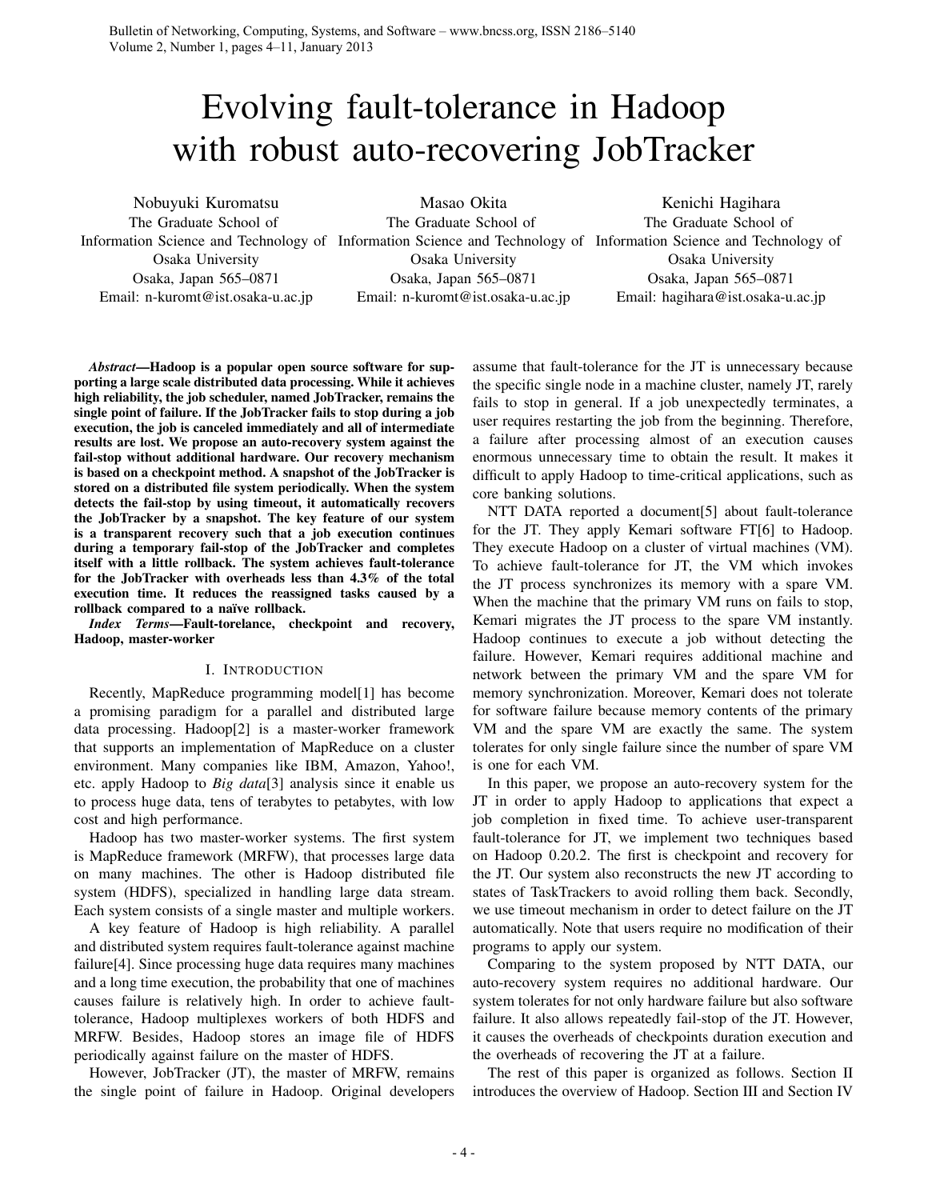# Evolving fault-tolerance in Hadoop with robust auto-recovering JobTracker

Nobuyuki Kuromatsu
The Graduate School of
Information Science and Technology of
Osaka University
Osaka, Japan 565–0871
Email: n-kuromt@ist.osaka-u.ac.jp

Masao Okita
The Graduate School of
Information Science and Technology of
Osaka University
Osaka, Japan 565–0871
Email: n-kuromt@ist.osaka-u.ac.jp

Kenichi Hagihara
The Graduate School of
Information Science and Technology of
Osaka University
Osaka, Japan 565–0871
Email: hagihara@ist.osaka-u.ac.jp

***Abstract*—Hadoop is a popular open source software for supporting a large scale distributed data processing. While it achieves high reliability, the job scheduler, named JobTracker, remains the single point of failure. If the JobTracker fails to stop during a job execution, the job is canceled immediately and all of intermediate results are lost. We propose an auto-recovery system against the fail-stop without additional hardware. Our recovery mechanism is based on a checkpoint method. A snapshot of the JobTracker is stored on a distributed file system periodically. When the system detects the fail-stop by using timeout, it automatically recovers the JobTracker by a snapshot. The key feature of our system is a transparent recovery such that a job execution continues during a temporary fail-stop of the JobTracker and completes itself with a little rollback. The system achieves fault-tolerance for the JobTracker with overheads less than 4.3% of the total execution time. It reduces the reassigned tasks caused by a rollback compared to a naïve rollback.**

***Index Terms*—Fault-torelance, checkpoint and recovery, Hadoop, master-worker**

## I. Introduction

Recently, MapReduce programming model[1] has become a promising paradigm for a parallel and distributed large data processing. Hadoop[2] is a master-worker framework that supports an implementation of MapReduce on a cluster environment. Many companies like IBM, Amazon, Yahoo!, etc. apply Hadoop to *Big data*[3] analysis since it enable us to process huge data, tens of terabytes to petabytes, with low cost and high performance.

Hadoop has two master-worker systems. The first system is MapReduce framework (MRFW), that processes large data on many machines. The other is Hadoop distributed file system (HDFS), specialized in handling large data stream. Each system consists of a single master and multiple workers.

A key feature of Hadoop is high reliability. A parallel and distributed system requires fault-tolerance against machine failure[4]. Since processing huge data requires many machines and a long time execution, the probability that one of machines causes failure is relatively high. In order to achieve fault-tolerance, Hadoop multiplexes workers of both HDFS and MRFW. Besides, Hadoop stores an image file of HDFS periodically against failure on the master of HDFS.

However, JobTracker (JT), the master of MRFW, remains the single point of failure in Hadoop. Original developers assume that fault-tolerance for the JT is unnecessary because the specific single node in a machine cluster, namely JT, rarely fails to stop in general. If a job unexpectedly terminates, a user requires restarting the job from the beginning. Therefore, a failure after processing almost of an execution causes enormous unnecessary time to obtain the result. It makes it difficult to apply Hadoop to time-critical applications, such as core banking solutions.

NTT DATA reported a document[5] about fault-tolerance for the JT. They apply Kemari software FT[6] to Hadoop. They execute Hadoop on a cluster of virtual machines (VM). To achieve fault-tolerance for JT, the VM which invokes the JT process synchronizes its memory with a spare VM. When the machine that the primary VM runs on fails to stop, Kemari migrates the JT process to the spare VM instantly. Hadoop continues to execute a job without detecting the failure. However, Kemari requires additional machine and network between the primary VM and the spare VM for memory synchronization. Moreover, Kemari does not tolerate for software failure because memory contents of the primary VM and the spare VM are exactly the same. The system tolerates for only single failure since the number of spare VM is one for each VM.

In this paper, we propose an auto-recovery system for the JT in order to apply Hadoop to applications that expect a job completion in fixed time. To achieve user-transparent fault-tolerance for JT, we implement two techniques based on Hadoop 0.20.2. The first is checkpoint and recovery for the JT. Our system also reconstructs the new JT according to states of TaskTrackers to avoid rolling them back. Secondly, we use timeout mechanism in order to detect failure on the JT automatically. Note that users require no modification of their programs to apply our system.

Comparing to the system proposed by NTT DATA, our auto-recovery system requires no additional hardware. Our system tolerates for not only hardware failure but also software failure. It also allows repeatedly fail-stop of the JT. However, it causes the overheads of checkpoints duration execution and the overheads of recovering the JT at a failure.

The rest of this paper is organized as follows. Section II introduces the overview of Hadoop. Section III and Section IV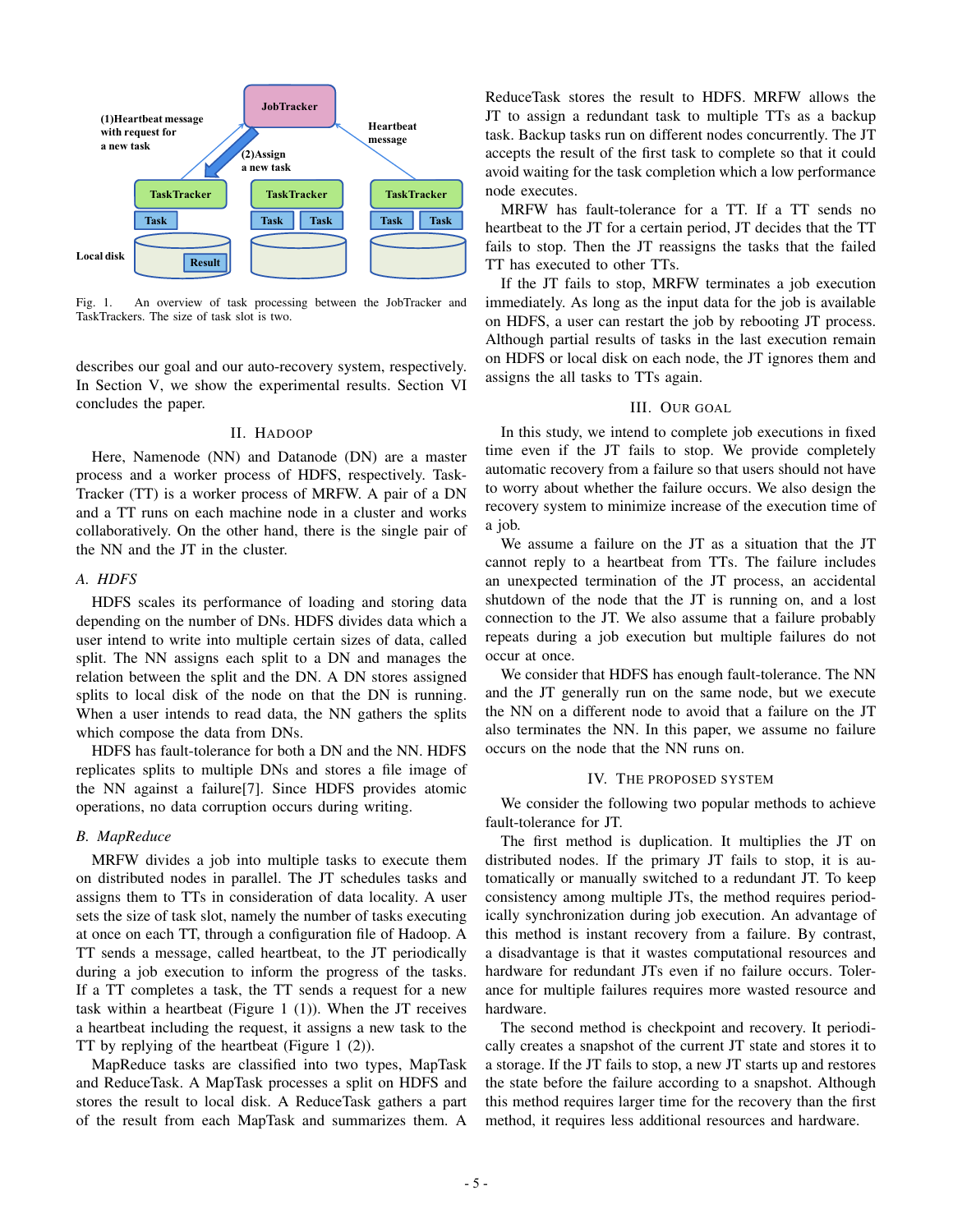Fig. 1. An overview of task processing between the JobTracker and TaskTrackers. The size of task slot is two.

describes our goal and our auto-recovery system, respectively. In Section V, we show the experimental results. Section VI concludes the paper.

## II. Hadoop

Here, Namenode (NN) and Datanode (DN) are a master process and a worker process of HDFS, respectively. TaskTracker (TT) is a worker process of MRFW. A pair of a DN and a TT runs on each machine node in a cluster and works collaboratively. On the other hand, there is the single pair of the NN and the JT in the cluster.

### A. HDFS

HDFS scales its performance of loading and storing data depending on the number of DNs. HDFS divides data which a user intend to write into multiple certain sizes of data, called split. The NN assigns each split to a DN and manages the relation between the split and the DN. A DN stores assigned splits to local disk of the node on that the DN is running. When a user intends to read data, the NN gathers the splits which compose the data from DNs.

HDFS has fault-tolerance for both a DN and the NN. HDFS replicates splits to multiple DNs and stores a file image of the NN against a failure[7]. Since HDFS provides atomic operations, no data corruption occurs during writing.

### B. MapReduce

MRFW divides a job into multiple tasks to execute them on distributed nodes in parallel. The JT schedules tasks and assigns them to TTs in consideration of data locality. A user sets the size of task slot, namely the number of tasks executing at once on each TT, through a configuration file of Hadoop. A TT sends a message, called heartbeat, to the JT periodically during a job execution to inform the progress of the tasks. If a TT completes a task, the TT sends a request for a new task within a heartbeat (Figure 1 (1)). When the JT receives a heartbeat including the request, it assigns a new task to the TT by replying of the heartbeat (Figure 1 (2)).

MapReduce tasks are classified into two types, MapTask and ReduceTask. A MapTask processes a split on HDFS and stores the result to local disk. A ReduceTask gathers a part of the result from each MapTask and summarizes them. A ReduceTask stores the result to HDFS. MRFW allows the JT to assign a redundant task to multiple TTs as a backup task. Backup tasks run on different nodes concurrently. The JT accepts the result of the first task to complete so that it could avoid waiting for the task completion which a low performance node executes.

MRFW has fault-tolerance for a TT. If a TT sends no heartbeat to the JT for a certain period, JT decides that the TT fails to stop. Then the JT reassigns the tasks that the failed TT has executed to other TTs.

If the JT fails to stop, MRFW terminates a job execution immediately. As long as the input data for the job is available on HDFS, a user can restart the job by rebooting JT process. Although partial results of tasks in the last execution remain on HDFS or local disk on each node, the JT ignores them and assigns the all tasks to TTs again.

## III. Our goal

In this study, we intend to complete job executions in fixed time even if the JT fails to stop. We provide completely automatic recovery from a failure so that users should not have to worry about whether the failure occurs. We also design the recovery system to minimize increase of the execution time of a job.

We assume a failure on the JT as a situation that the JT cannot reply to a heartbeat from TTs. The failure includes an unexpected termination of the JT process, an accidental shutdown of the node that the JT is running on, and a lost connection to the JT. We also assume that a failure probably repeats during a job execution but multiple failures do not occur at once.

We consider that HDFS has enough fault-tolerance. The NN and the JT generally run on the same node, but we execute the NN on a different node to avoid that a failure on the JT also terminates the NN. In this paper, we assume no failure occurs on the node that the NN runs on.

## IV. The proposed system

We consider the following two popular methods to achieve fault-tolerance for JT.

The first method is duplication. It multiplies the JT on distributed nodes. If the primary JT fails to stop, it is automatically or manually switched to a redundant JT. To keep consistency among multiple JTs, the method requires periodically synchronization during job execution. An advantage of this method is instant recovery from a failure. By contrast, a disadvantage is that it wastes computational resources and hardware for redundant JTs even if no failure occurs. Tolerance for multiple failures requires more wasted resource and hardware.

The second method is checkpoint and recovery. It periodically creates a snapshot of the current JT state and stores it to a storage. If the JT fails to stop, a new JT starts up and restores the state before the failure according to a snapshot. Although this method requires larger time for the recovery than the first method, it requires less additional resources and hardware.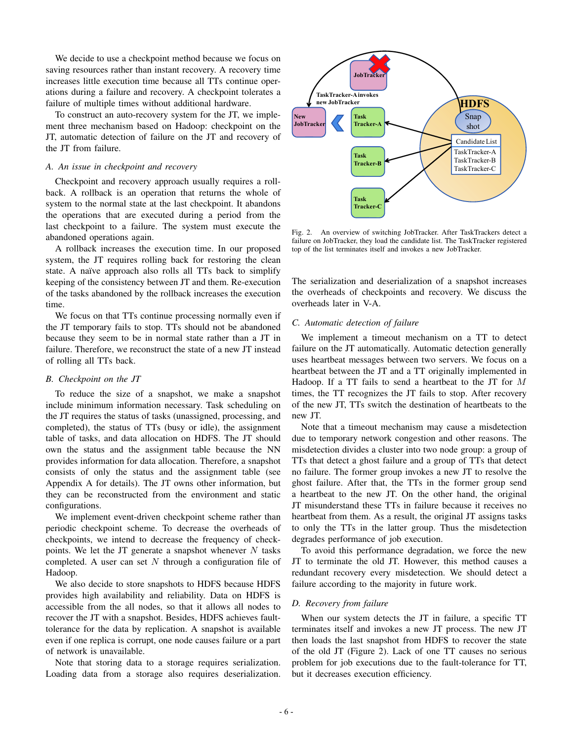We decide to use a checkpoint method because we focus on saving resources rather than instant recovery. A recovery time increases little execution time because all TTs continue operations during a failure and recovery. A checkpoint tolerates a failure of multiple times without additional hardware.

To construct an auto-recovery system for the JT, we implement three mechanism based on Hadoop: checkpoint on the JT, automatic detection of failure on the JT and recovery of the JT from failure.

### *A. An issue in checkpoint and recovery*

Checkpoint and recovery approach usually requires a rollback. A rollback is an operation that returns the whole of system to the normal state at the last checkpoint. It abandons the operations that are executed during a period from the last checkpoint to a failure. The system must execute the abandoned operations again.

A rollback increases the execution time. In our proposed system, the JT requires rolling back for restoring the clean state. A naïve approach also rolls all TTs back to simplify keeping of the consistency between JT and them. Re-execution of the tasks abandoned by the rollback increases the execution time.

We focus on that TTs continue processing normally even if the JT temporary fails to stop. TTs should not be abandoned because they seem to be in normal state rather than a JT in failure. Therefore, we reconstruct the state of a new JT instead of rolling all TTs back.

### *B. Checkpoint on the JT*

To reduce the size of a snapshot, we make a snapshot include minimum information necessary. Task scheduling on the JT requires the status of tasks (unassigned, processing, and completed), the status of TTs (busy or idle), the assignment table of tasks, and data allocation on HDFS. The JT should own the status and the assignment table because the NN provides information for data allocation. Therefore, a snapshot consists of only the status and the assignment table (see Appendix A for details). The JT owns other information, but they can be reconstructed from the environment and static configurations.

We implement event-driven checkpoint scheme rather than periodic checkpoint scheme. To decrease the overheads of checkpoints, we intend to decrease the frequency of checkpoints. We let the JT generate a snapshot whenever $N$ tasks completed. A user can set $N$ through a configuration file of Hadoop.

We also decide to store snapshots to HDFS because HDFS provides high availability and reliability. Data on HDFS is accessible from the all nodes, so that it allows all nodes to recover the JT with a snapshot. Besides, HDFS achieves fault-tolerance for the data by replication. A snapshot is available even if one replica is corrupt, one node causes failure or a part of network is unavailable.

Note that storing data to a storage requires serialization. Loading data from a storage also requires deserialization. The serialization and deserialization of a snapshot increases the overheads of checkpoints and recovery. We discuss the overheads later in V-A.

Fig. 2. An overview of switching JobTracker. After TaskTrackers detect a failure on JobTracker, they load the candidate list. The TaskTracker registered top of the list terminates itself and invokes a new JobTracker.

### *C. Automatic detection of failure*

We implement a timeout mechanism on a TT to detect failure on the JT automatically. Automatic detection generally uses heartbeat messages between two servers. We focus on a heartbeat between the JT and a TT originally implemented in Hadoop. If a TT fails to send a heartbeat to the JT for $M$ times, the TT recognizes the JT fails to stop. After recovery of the new JT, TTs switch the destination of heartbeats to the new JT.

Note that a timeout mechanism may cause a misdetection due to temporary network congestion and other reasons. The misdetection divides a cluster into two node group: a group of TTs that detect a ghost failure and a group of TTs that detect no failure. The former group invokes a new JT to resolve the ghost failure. After that, the TTs in the former group send a heartbeat to the new JT. On the other hand, the original JT misunderstand these TTs in failure because it receives no heartbeat from them. As a result, the original JT assigns tasks to only the TTs in the latter group. Thus the misdetection degrades performance of job execution.

To avoid this performance degradation, we force the new JT to terminate the old JT. However, this method causes a redundant recovery every misdetection. We should detect a failure according to the majority in future work.

### *D. Recovery from failure*

When our system detects the JT in failure, a specific TT terminates itself and invokes a new JT process. The new JT then loads the last snapshot from HDFS to recover the state of the old JT (Figure 2). Lack of one TT causes no serious problem for job executions due to the fault-tolerance for TT, but it decreases execution efficiency.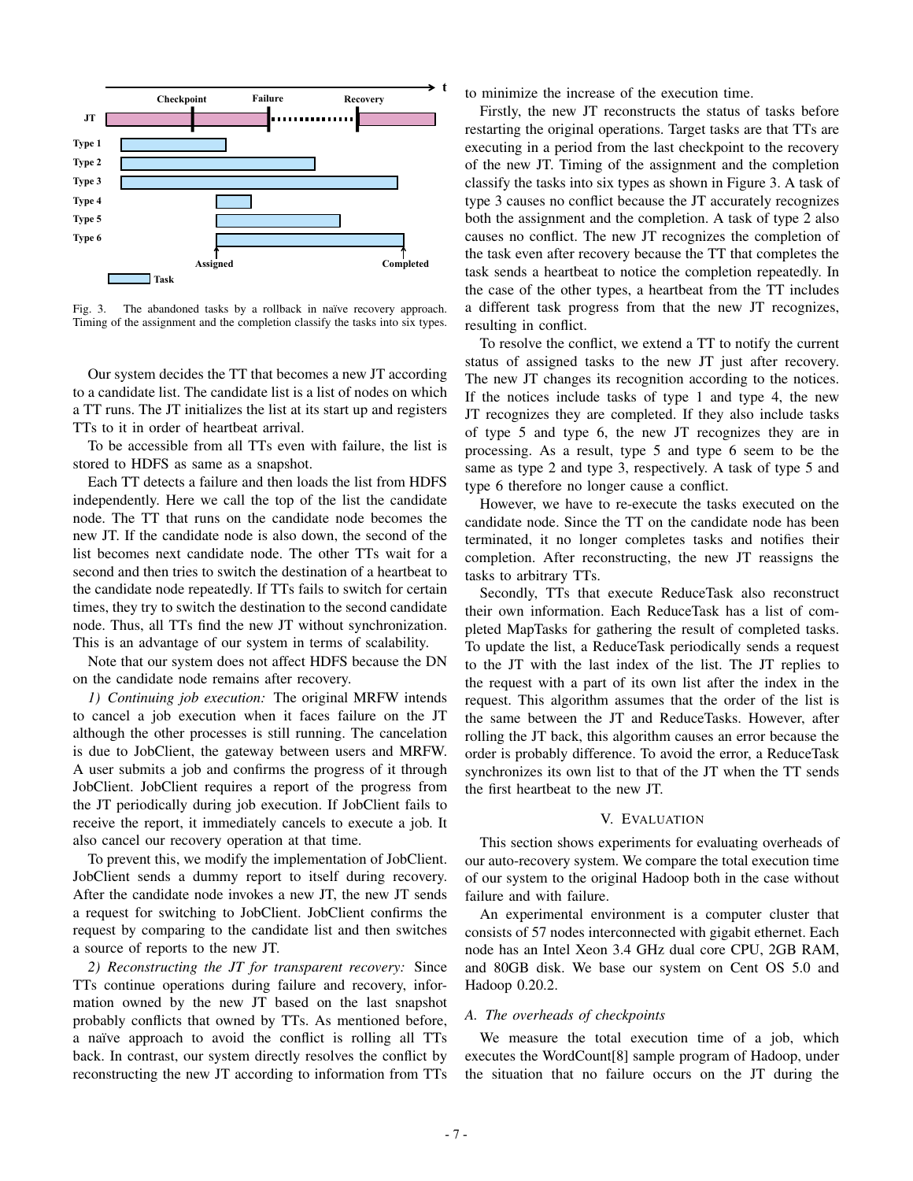Fig. 3. The abandoned tasks by a rollback in naïve recovery approach. Timing of the assignment and the completion classify the tasks into six types.

Our system decides the TT that becomes a new JT according to a candidate list. The candidate list is a list of nodes on which a TT runs. The JT initializes the list at its start up and registers TTs to it in order of heartbeat arrival.

To be accessible from all TTs even with failure, the list is stored to HDFS as same as a snapshot.

Each TT detects a failure and then loads the list from HDFS independently. Here we call the top of the list the candidate node. The TT that runs on the candidate node becomes the new JT. If the candidate node is also down, the second of the list becomes next candidate node. The other TTs wait for a second and then tries to switch the destination of a heartbeat to the candidate node repeatedly. If TTs fails to switch for certain times, they try to switch the destination to the second candidate node. Thus, all TTs find the new JT without synchronization. This is an advantage of our system in terms of scalability.

Note that our system does not affect HDFS because the DN on the candidate node remains after recovery.

*1) Continuing job execution:* The original MRFW intends to cancel a job execution when it faces failure on the JT although the other processes is still running. The cancelation is due to JobClient, the gateway between users and MRFW. A user submits a job and confirms the progress of it through JobClient. JobClient requires a report of the progress from the JT periodically during job execution. If JobClient fails to receive the report, it immediately cancels to execute a job. It also cancel our recovery operation at that time.

To prevent this, we modify the implementation of JobClient. JobClient sends a dummy report to itself during recovery. After the candidate node invokes a new JT, the new JT sends a request for switching to JobClient. JobClient confirms the request by comparing to the candidate list and then switches a source of reports to the new JT.

*2) Reconstructing the JT for transparent recovery:* Since TTs continue operations during failure and recovery, information owned by the new JT based on the last snapshot probably conflicts that owned by TTs. As mentioned before, a naïve approach to avoid the conflict is rolling all TTs back. In contrast, our system directly resolves the conflict by reconstructing the new JT according to information from TTs to minimize the increase of the execution time.

Firstly, the new JT reconstructs the status of tasks before restarting the original operations. Target tasks are that TTs are executing in a period from the last checkpoint to the recovery of the new JT. Timing of the assignment and the completion classify the tasks into six types as shown in Figure 3. A task of type 3 causes no conflict because the JT accurately recognizes both the assignment and the completion. A task of type 2 also causes no conflict. The new JT recognizes the completion of the task even after recovery because the TT that completes the task sends a heartbeat to notice the completion repeatedly. In the case of the other types, a heartbeat from the TT includes a different task progress from that the new JT recognizes, resulting in conflict.

To resolve the conflict, we extend a TT to notify the current status of assigned tasks to the new JT just after recovery. The new JT changes its recognition according to the notices. If the notices include tasks of type 1 and type 4, the new JT recognizes they are completed. If they also include tasks of type 5 and type 6, the new JT recognizes they are in processing. As a result, type 5 and type 6 seem to be the same as type 2 and type 3, respectively. A task of type 5 and type 6 therefore no longer cause a conflict.

However, we have to re-execute the tasks executed on the candidate node. Since the TT on the candidate node has been terminated, it no longer completes tasks and notifies their completion. After reconstructing, the new JT reassigns the tasks to arbitrary TTs.

Secondly, TTs that execute ReduceTask also reconstruct their own information. Each ReduceTask has a list of completed MapTasks for gathering the result of completed tasks. To update the list, a ReduceTask periodically sends a request to the JT with the last index of the list. The JT replies to the request with a part of its own list after the index in the request. This algorithm assumes that the order of the list is the same between the JT and ReduceTasks. However, after rolling the JT back, this algorithm causes an error because the order is probably difference. To avoid the error, a ReduceTask synchronizes its own list to that of the JT when the TT sends the first heartbeat to the new JT.

## V. Evaluation

This section shows experiments for evaluating overheads of our auto-recovery system. We compare the total execution time of our system to the original Hadoop both in the case without failure and with failure.

An experimental environment is a computer cluster that consists of 57 nodes interconnected with gigabit ethernet. Each node has an Intel Xeon 3.4 GHz dual core CPU, 2GB RAM, and 80GB disk. We base our system on Cent OS 5.0 and Hadoop 0.20.2.

### A. The overheads of checkpoints

We measure the total execution time of a job, which executes the WordCount[8] sample program of Hadoop, under the situation that no failure occurs on the JT during the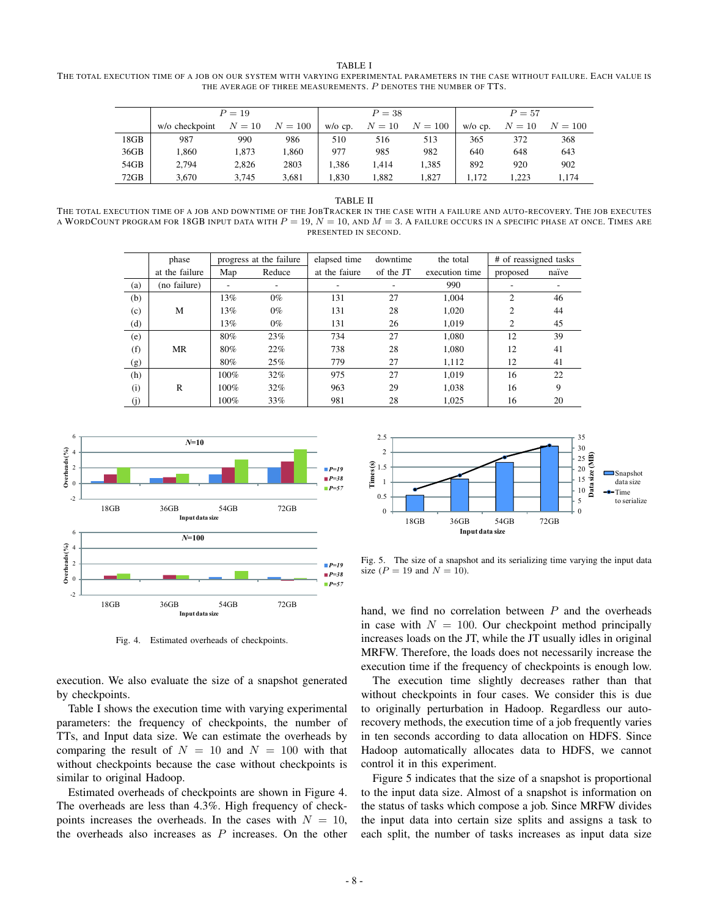TABLE I

THE TOTAL EXECUTION TIME OF A JOB ON OUR SYSTEM WITH VARYING EXPERIMENTAL PARAMETERS IN THE CASE WITHOUT FAILURE. EACH VALUE IS THE AVERAGE OF THREE MEASUREMENTS. $P$ DENOTES THE NUMBER OF TTS.

| | $P = 19$ | | | $P = 38$ | | | $P = 57$ | | |
|---|---|---|---|---|---|---|---|---|---|
| | w/o checkpoint | $N = 10$ | $N = 100$ | w/o cp. | $N = 10$ | $N = 100$ | w/o cp. | $N = 10$ | $N = 100$ |
| 18GB | 987 | 990 | 986 | 510 | 516 | 513 | 365 | 372 | 368 |
| 36GB | 1,860 | 1,873 | 1,860 | 977 | 985 | 982 | 640 | 648 | 643 |
| 54GB | 2,794 | 2,826 | 2803 | 1,386 | 1,414 | 1,385 | 892 | 920 | 902 |
| 72GB | 3,670 | 3,745 | 3,681 | 1,830 | 1,882 | 1,827 | 1,172 | 1,223 | 1,174 |

TABLE II

THE TOTAL EXECUTION TIME OF A JOB AND DOWNTIME OF THE JOBTRACKER IN THE CASE WITH A FAILURE AND AUTO-RECOVERY. THE JOB EXECUTES A WORDCOUNT PROGRAM FOR 18GB INPUT DATA WITH $P = 19$, $N = 10$, AND $M = 3$. A FAILURE OCCURS IN A SPECIFIC PHASE AT ONCE. TIMES ARE PRESENTED IN SECOND.

| | phase | progress at the failure | | elapsed time | downtime | the total | # of reassigned tasks | |
|---|---|---|---|---|---|---|---|---|
| | at the failure | Map | Reduce | at the faiure | of the JT | execution time | proposed | naïve |
| (a) | (no failure) | - | - | - | - | 990 | - | - |
| (b) | M | 13% | 0% | 131 | 27 | 1,004 | 2 | 46 |
| (c) | | 13% | 0% | 131 | 28 | 1,020 | 2 | 44 |
| (d) | | 13% | 0% | 131 | 26 | 1,019 | 2 | 45 |
| (e) | MR | 80% | 23% | 734 | 27 | 1,080 | 12 | 39 |
| (f) | | 80% | 22% | 738 | 28 | 1,080 | 12 | 41 |
| (g) | | 80% | 25% | 779 | 27 | 1,112 | 12 | 41 |
| (h) | R | 100% | 32% | 975 | 27 | 1,019 | 16 | 22 |
| (i) | | 100% | 32% | 963 | 29 | 1,038 | 16 | 9 |
| (j) | | 100% | 33% | 981 | 28 | 1,025 | 16 | 20 |

Fig. 4. Estimated overheads of checkpoints.

execution. We also evaluate the size of a snapshot generated by checkpoints.

Table I shows the execution time with varying experimental parameters: the frequency of checkpoints, the number of TTs, and Input data size. We can estimate the overheads by comparing the result of $N = 10$ and $N = 100$ with that without checkpoints because the case without checkpoints is similar to original Hadoop.

Estimated overheads of checkpoints are shown in Figure 4. The overheads are less than 4.3%. High frequency of checkpoints increases the overheads. In the cases with $N = 10$, the overheads also increases as $P$ increases. On the other hand, we find no correlation between $P$ and the overheads in case with $N = 100$. Our checkpoint method principally increases loads on the JT, while the JT usually idles in original MRFW. Therefore, the loads does not necessarily increase the execution time if the frequency of checkpoints is enough low.

The execution time slightly decreases rather than that without checkpoints in four cases. We consider this is due to originally perturbation in Hadoop. Regardless our auto-recovery methods, the execution time of a job frequently varies in ten seconds according to data allocation on HDFS. Since Hadoop automatically allocates data to HDFS, we cannot control it in this experiment.

Fig. 5. The size of a snapshot and its serializing time varying the input data size ($P = 19$ and $N = 10$).

Figure 5 indicates that the size of a snapshot is proportional to the input data size. Almost of a snapshot is information on the status of tasks which compose a job. Since MRFW divides the input data into certain size splits and assigns a task to each split, the number of tasks increases as input data size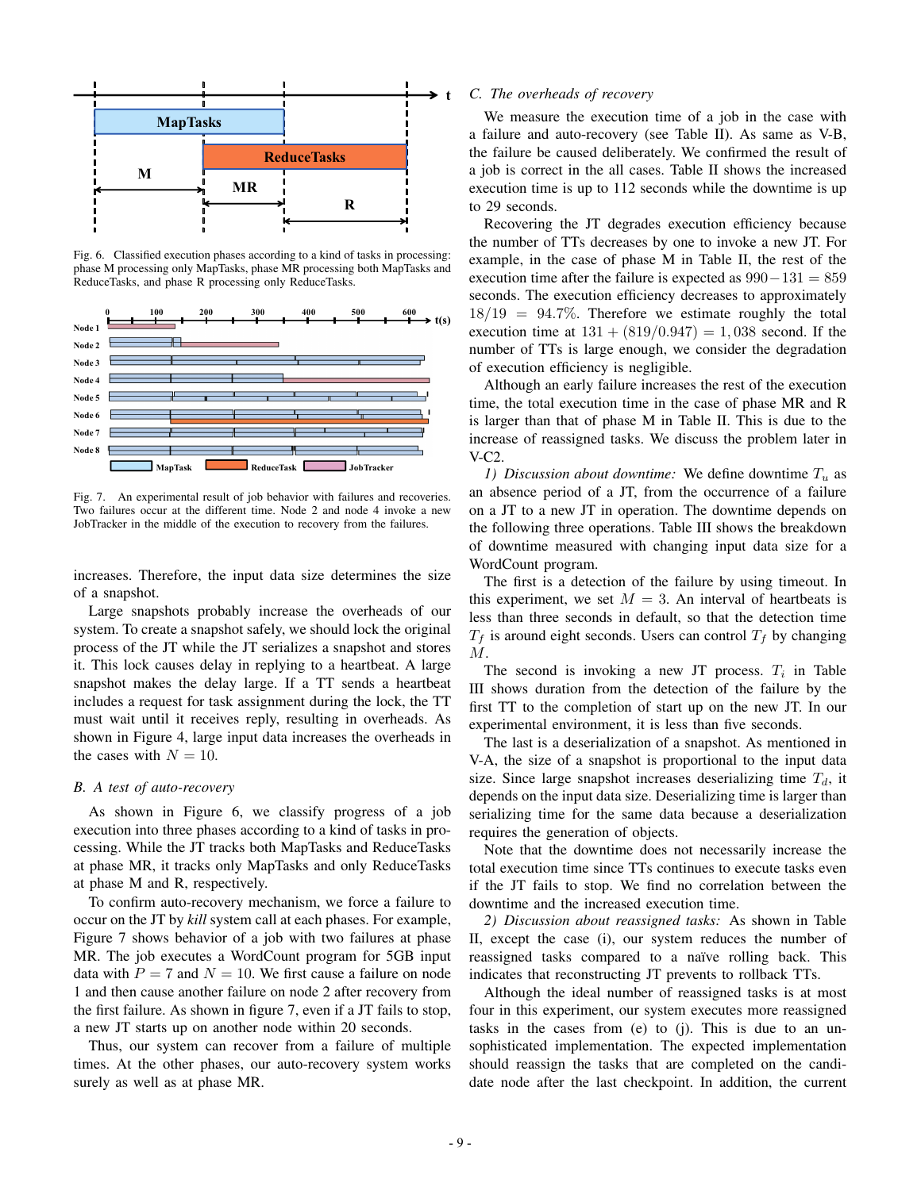Fig. 6. Classified execution phases according to a kind of tasks in processing: phase M processing only MapTasks, phase MR processing both MapTasks and ReduceTasks, and phase R processing only ReduceTasks.

Fig. 7. An experimental result of job behavior with failures and recoveries. Two failures occur at the different time. Node 2 and node 4 invoke a new JobTracker in the middle of the execution to recovery from the failures.

increases. Therefore, the input data size determines the size of a snapshot.

Large snapshots probably increase the overheads of our system. To create a snapshot safely, we should lock the original process of the JT while the JT serializes a snapshot and stores it. This lock causes delay in replying to a heartbeat. A large snapshot makes the delay large. If a TT sends a heartbeat includes a request for task assignment during the lock, the TT must wait until it receives reply, resulting in overheads. As shown in Figure 4, large input data increases the overheads in the cases with $N = 10$.

### B. A test of auto-recovery

As shown in Figure 6, we classify progress of a job execution into three phases according to a kind of tasks in processing. While the JT tracks both MapTasks and ReduceTasks at phase MR, it tracks only MapTasks and only ReduceTasks at phase M and R, respectively.

To confirm auto-recovery mechanism, we force a failure to occur on the JT by *kill* system call at each phases. For example, Figure 7 shows behavior of a job with two failures at phase MR. The job executes a WordCount program for 5GB input data with $P = 7$ and $N = 10$. We first cause a failure on node 1 and then cause another failure on node 2 after recovery from the first failure. As shown in figure 7, even if a JT fails to stop, a new JT starts up on another node within 20 seconds.

Thus, our system can recover from a failure of multiple times. At the other phases, our auto-recovery system works surely as well as at phase MR.

### C. The overheads of recovery

We measure the execution time of a job in the case with a failure and auto-recovery (see Table II). As same as V-B, the failure be caused deliberately. We confirmed the result of a job is correct in the all cases. Table II shows the increased execution time is up to 112 seconds while the downtime is up to 29 seconds.

Recovering the JT degrades execution efficiency because the number of TTs decreases by one to invoke a new JT. For example, in the case of phase M in Table II, the rest of the execution time after the failure is expected as $990-131 = 859$ seconds. The execution efficiency decreases to approximately $18/19 = 94.7\%$. Therefore we estimate roughly the total execution time at $131 + (819/0.947) = 1,038$ second. If the number of TTs is large enough, we consider the degradation of execution efficiency is negligible.

Although an early failure increases the rest of the execution time, the total execution time in the case of phase MR and R is larger than that of phase M in Table II. This is due to the increase of reassigned tasks. We discuss the problem later in V-C2.

*1) Discussion about downtime:* We define downtime $T_u$ as an absence period of a JT, from the occurrence of a failure on a JT to a new JT in operation. The downtime depends on the following three operations. Table III shows the breakdown of downtime measured with changing input data size for a WordCount program.

The first is a detection of the failure by using timeout. In this experiment, we set $M = 3$. An interval of heartbeats is less than three seconds in default, so that the detection time $T_f$ is around eight seconds. Users can control $T_f$ by changing $M$.

The second is invoking a new JT process. $T_i$ in Table III shows duration from the detection of the failure by the first TT to the completion of start up on the new JT. In our experimental environment, it is less than five seconds.

The last is a deserialization of a snapshot. As mentioned in V-A, the size of a snapshot is proportional to the input data size. Since large snapshot increases deserializing time $T_d$, it depends on the input data size. Deserializing time is larger than serializing time for the same data because a deserialization requires the generation of objects.

Note that the downtime does not necessarily increase the total execution time since TTs continues to execute tasks even if the JT fails to stop. We find no correlation between the downtime and the increased execution time.

*2) Discussion about reassigned tasks:* As shown in Table II, except the case (i), our system reduces the number of reassigned tasks compared to a naïve rolling back. This indicates that reconstructing JT prevents to rollback TTs.

Although the ideal number of reassigned tasks is at most four in this experiment, our system executes more reassigned tasks in the cases from (e) to (j). This is due to an unsophisticated implementation. The expected implementation should reassign the tasks that are completed on the candidate node after the last checkpoint. In addition, the current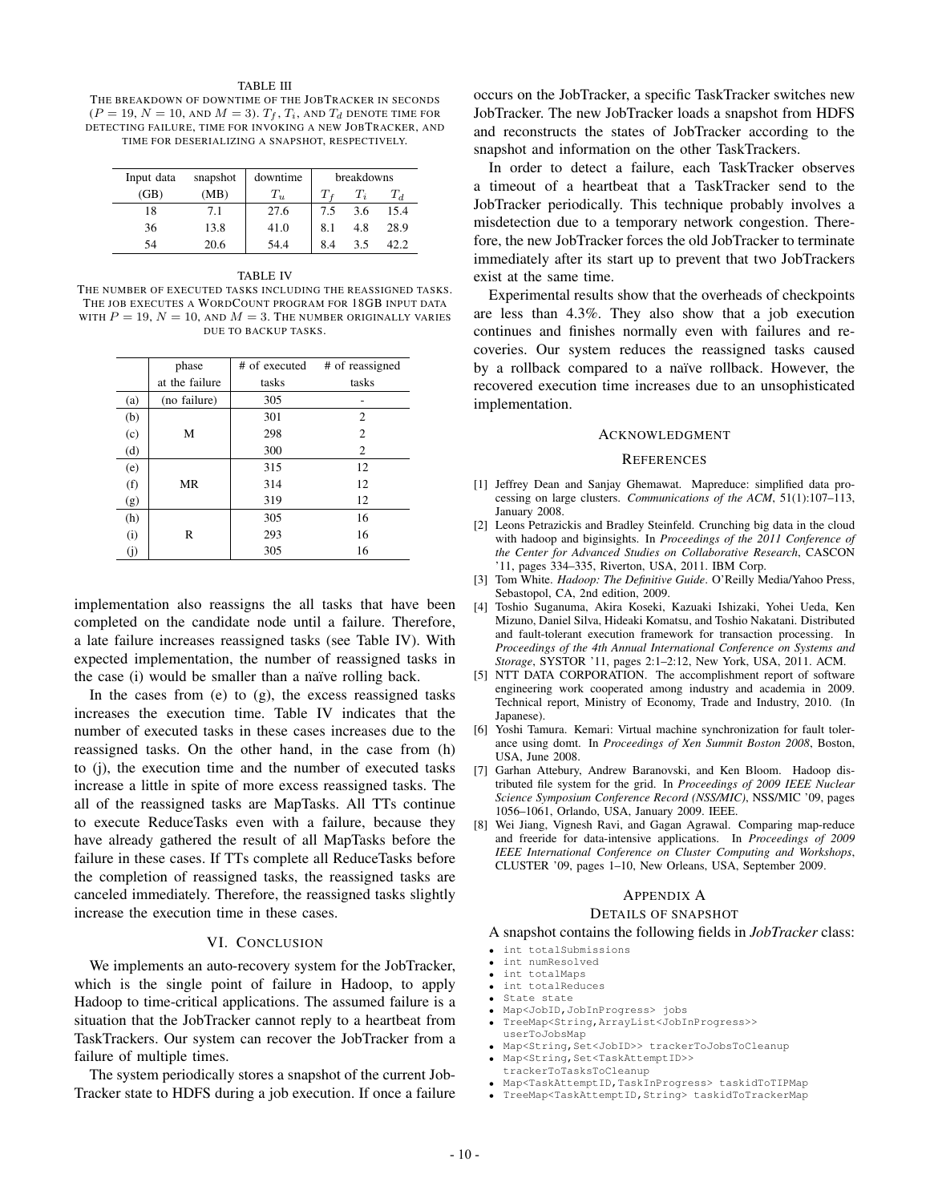TABLE III

THE BREAKDOWN OF DOWNTIME OF THE JOBTRACKER IN SECONDS ($P = 19$, $N = 10$, AND $M = 3$). $T_f$, $T_i$, AND $T_d$ DENOTE TIME FOR DETECTING FAILURE, TIME FOR INVOKING A NEW JOBTRACKER, AND TIME FOR DESERIALIZING A SNAPSHOT, RESPECTIVELY.

| Input data (GB) | snapshot (MB) | downtime $T_u$ | breakdowns $T_f$ | $T_i$ | $T_d$ |
|---|---|---|---|---|---|
| 18 | 7.1 | 27.6 | 7.5 | 3.6 | 15.4 |
| 36 | 13.8 | 41.0 | 8.1 | 4.8 | 28.9 |
| 54 | 20.6 | 54.4 | 8.4 | 3.5 | 42.2 |

TABLE IV

THE NUMBER OF EXECUTED TASKS INCLUDING THE REASSIGNED TASKS. THE JOB EXECUTES A WORDCOUNT PROGRAM FOR 18GB INPUT DATA WITH $P = 19$, $N = 10$, AND $M = 3$. THE NUMBER ORIGINALLY VARIES DUE TO BACKUP TASKS.

| | phase at the failure | # of executed tasks | # of reassigned tasks |
|---|---|---|---|
| (a) | (no failure) | 305 | - |
| (b) | M | 301 | 2 |
| (c) | | 298 | 2 |
| (d) | | 300 | 2 |
| (e) | MR | 315 | 12 |
| (f) | | 314 | 12 |
| (g) | | 319 | 12 |
| (h) | R | 305 | 16 |
| (i) | | 293 | 16 |
| (j) | | 305 | 16 |

implementation also reassigns the all tasks that have been completed on the candidate node until a failure. Therefore, a late failure increases reassigned tasks (see Table IV). With expected implementation, the number of reassigned tasks in the case (i) would be smaller than a naïve rolling back.

In the cases from (e) to (g), the excess reassigned tasks increases the execution time. Table IV indicates that the number of executed tasks in these cases increases due to the reassigned tasks. On the other hand, in the case from (h) to (j), the execution time and the number of executed tasks increase a little in spite of more excess reassigned tasks. The all of the reassigned tasks are MapTasks. All TTs continue to execute ReduceTasks even with a failure, because they have already gathered the result of all MapTasks before the failure in these cases. If TTs complete all ReduceTasks before the completion of reassigned tasks, the reassigned tasks are canceled immediately. Therefore, the reassigned tasks slightly increase the execution time in these cases.

## VI. CONCLUSION

We implements an auto-recovery system for the JobTracker, which is the single point of failure in Hadoop, to apply Hadoop to time-critical applications. The assumed failure is a situation that the JobTracker cannot reply to a heartbeat from TaskTrackers. Our system can recover the JobTracker from a failure of multiple times.

The system periodically stores a snapshot of the current JobTracker state to HDFS during a job execution. If once a failure occurs on the JobTracker, a specific TaskTracker switches new JobTracker. The new JobTracker loads a snapshot from HDFS and reconstructs the states of JobTracker according to the snapshot and information on the other TaskTrackers.

In order to detect a failure, each TaskTracker observes a timeout of a heartbeat that a TaskTracker send to the JobTracker periodically. This technique probably involves a misdetection due to a temporary network congestion. Therefore, the new JobTracker forces the old JobTracker to terminate immediately after its start up to prevent that two JobTrackers exist at the same time.

Experimental results show that the overheads of checkpoints are less than 4.3%. They also show that a job execution continues and finishes normally even with failures and recoveries. Our system reduces the reassigned tasks caused by a rollback compared to a naïve rollback. However, the recovered execution time increases due to an unsophisticated implementation.

## ACKNOWLEDGMENT

## REFERENCES

[1] Jeffrey Dean and Sanjay Ghemawat. Mapreduce: simplified data processing on large clusters. *Communications of the ACM*, 51(1):107–113, January 2008.

[2] Leons Petrazickis and Bradley Steinfeld. Crunching big data in the cloud with hadoop and biginsights. In *Proceedings of the 2011 Conference of the Center for Advanced Studies on Collaborative Research*, CASCON '11, pages 334–335, Riverton, USA, 2011. IBM Corp.

[3] Tom White. *Hadoop: The Definitive Guide*. O'Reilly Media/Yahoo Press, Sebastopol, CA, 2nd edition, 2009.

[4] Toshio Suganuma, Akira Koseki, Kazuaki Ishizaki, Yohei Ueda, Ken Mizuno, Daniel Silva, Hideaki Komatsu, and Toshio Nakatani. Distributed and fault-tolerant execution framework for transaction processing. In *Proceedings of the 4th Annual International Conference on Systems and Storage*, SYSTOR '11, pages 2:1–2:12, New York, USA, 2011. ACM.

[5] NTT DATA CORPORATION. The accomplishment report of software engineering work cooperated among industry and academia in 2009. Technical report, Ministry of Economy, Trade and Industry, 2010. (In Japanese).

[6] Yoshi Tamura. Kemari: Virtual machine synchronization for fault tolerance using domt. In *Proceedings of Xen Summit Boston 2008*, Boston, USA, June 2008.

[7] Garhan Attebury, Andrew Baranovski, and Ken Bloom. Hadoop distributed file system for the grid. In *Proceedings of 2009 IEEE Nuclear Science Symposium Conference Record (NSS/MIC)*, NSS/MIC '09, pages 1056–1061, Orlando, USA, January 2009. IEEE.

[8] Wei Jiang, Vignesh Ravi, and Gagan Agrawal. Comparing map-reduce and freeride for data-intensive applications. In *Proceedings of 2009 IEEE International Conference on Cluster Computing and Workshops*, CLUSTER '09, pages 1–10, New Orleans, USA, September 2009.

## APPENDIX A
## DETAILS OF SNAPSHOT

A snapshot contains the following fields in *JobTracker* class:

- `int totalSubmissions`
- `int numResolved`
- `int totalMaps`
- `int totalReduces`
- `State state`
- `Map<JobID,JobInProgress> jobs`
- `TreeMap<String,ArrayList<JobInProgress>> userToJobsMap`
- `Map<String,Set<JobID>> trackerToJobsToCleanup`
- `Map<String,Set<TaskAttemptID>> trackerToTasksToCleanup`
- `Map<TaskAttemptID,TaskInProgress> taskidToTIPMap`
- `TreeMap<TaskAttemptID,String> taskidToTrackerMap`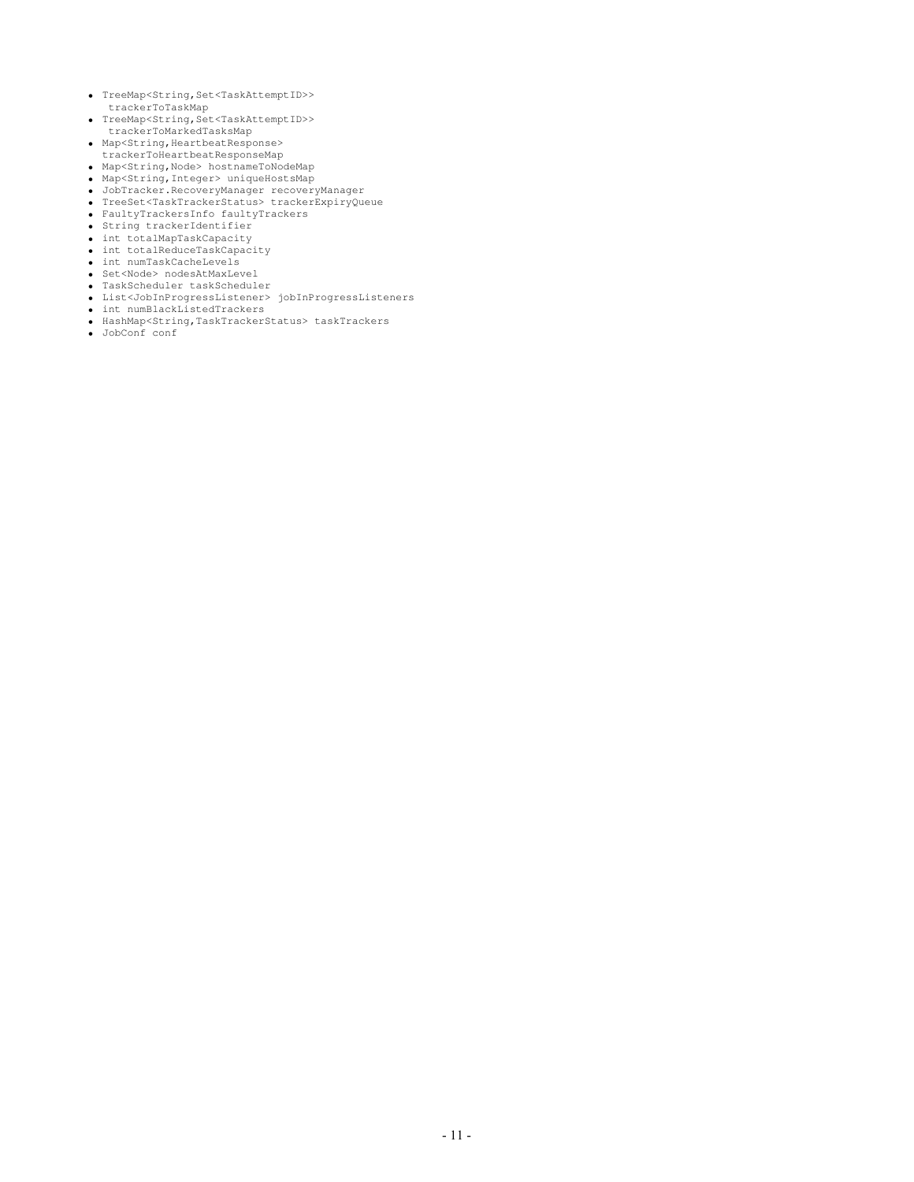- TreeMap<String,Set<TaskAttemptID>> trackerToTaskMap
- TreeMap<String,Set<TaskAttemptID>> trackerToMarkedTasksMap
- Map<String,HeartbeatResponse> trackerToHeartbeatResponseMap
- Map<String,Node> hostnameToNodeMap
- Map<String,Integer> uniqueHostsMap
- JobTracker.RecoveryManager recoveryManager
- TreeSet<TaskTrackerStatus> trackerExpiryQueue
- FaultyTrackersInfo faultyTrackers
- String trackerIdentifier
- int totalMapTaskCapacity
- int totalReduceTaskCapacity
- int numTaskCacheLevels
- Set<Node> nodesAtMaxLevel
- TaskScheduler taskScheduler
- List<JobInProgressListener> jobInProgressListeners
- int numBlackListedTrackers
- HashMap<String,TaskTrackerStatus> taskTrackers
- JobConf conf